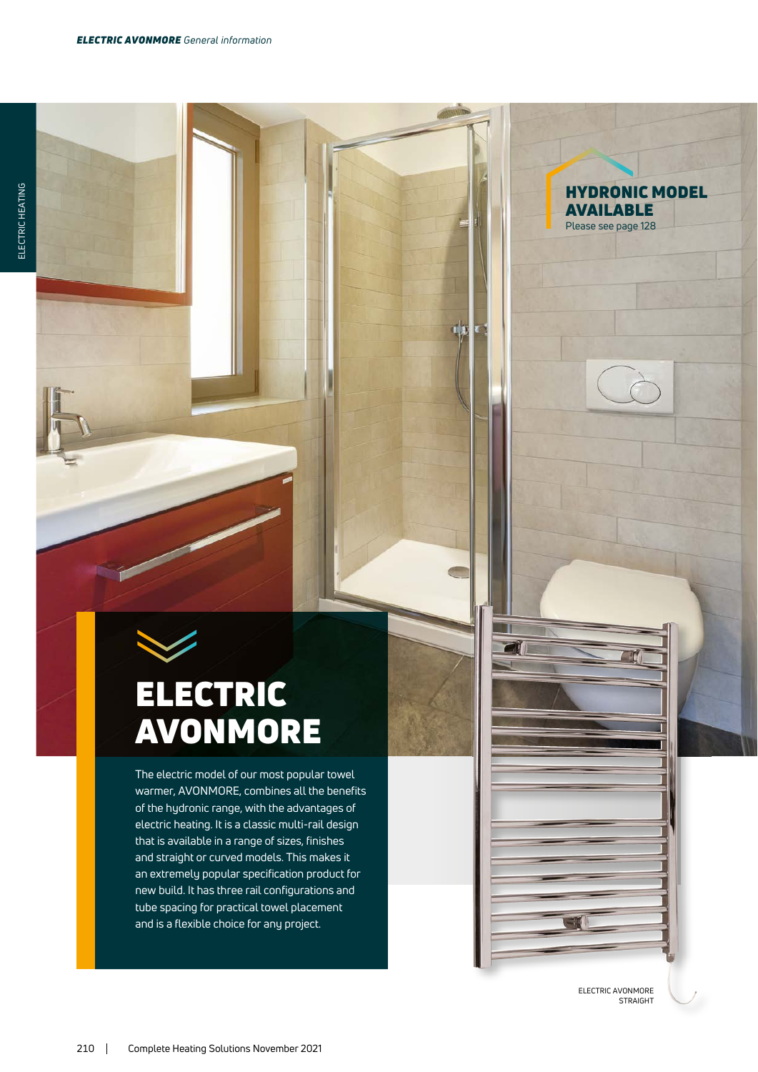HYDRONIC MODEL AVAILABLE
Please see page 128

# ELECTRIC AVONMORE

The electric model of our most popular towel warmer, AVONMORE, combines all the benefits of the hydronic range, with the advantages of electric heating. It is a classic multi-rail design that is available in a range of sizes, finishes and straight or curved models. This makes it an extremely popular specification product for new build. It has three rail configurations and tube spacing for practical towel placement and is a flexible choice for any project.

ELECTRIC AVONMORE STRAIGHT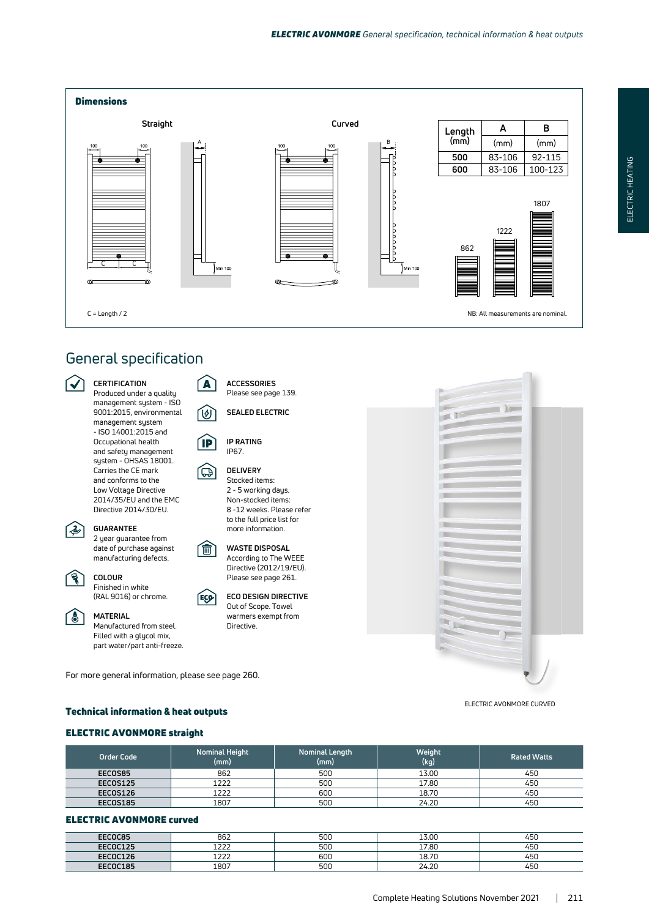## Dimensions

Straight

Curved

| Length (mm) | A (mm) | B (mm) |
|---|---|---|
| 500 | 83-106 | 92-115 |
| 600 | 83-106 | 100-123 |

862

1222

1807

C = Length / 2

NB: All measurements are nominal.

# General specification

**CERTIFICATION**
Produced under a quality management system - ISO 9001:2015, environmental management system - ISO 14001:2015 and Occupational health and safety management system - OHSAS 18001. Carries the CE mark and conforms to the Low Voltage Directive 2014/35/EU and the EMC Directive 2014/30/EU.

**GUARANTEE**
2 year guarantee from date of purchase against manufacturing defects.

**COLOUR**
Finished in white (RAL 9016) or chrome.

**MATERIAL**
Manufactured from steel. Filled with a glycol mix, part water/part anti-freeze.

**ACCESSORIES**
Please see page 139.

**SEALED ELECTRIC**

**IP RATING**
IP67.

**DELIVERY**
Stocked items:
2 - 5 working days.
Non-stocked items:
8 -12 weeks. Please refer to the full price list for more information.

**WASTE DISPOSAL**
According to The WEEE Directive (2012/19/EU). Please see page 261.

**ECO DESIGN DIRECTIVE**
Out of Scope. Towel warmers exempt from Directive.

For more general information, please see page 260.

ELECTRIC AVONMORE CURVED

## Technical information & heat outputs

### ELECTRIC AVONMORE straight

| Order Code | Nominal Height (mm) | Nominal Length (mm) | Weight (kg) | Rated Watts |
|---|---|---|---|---|
| EECOS85 | 862 | 500 | 13.00 | 450 |
| EECOS125 | 1222 | 500 | 17.80 | 450 |
| EECOS126 | 1222 | 600 | 18.70 | 450 |
| EECOS185 | 1807 | 500 | 24.20 | 450 |

### ELECTRIC AVONMORE curved

| Order Code | Nominal Height (mm) | Nominal Length (mm) | Weight (kg) | Rated Watts |
|---|---|---|---|---|
| EECOC85 | 862 | 500 | 13.00 | 450 |
| EECOC125 | 1222 | 500 | 17.80 | 450 |
| EECOC126 | 1222 | 600 | 18.70 | 450 |
| EECOC185 | 1807 | 500 | 24.20 | 450 |